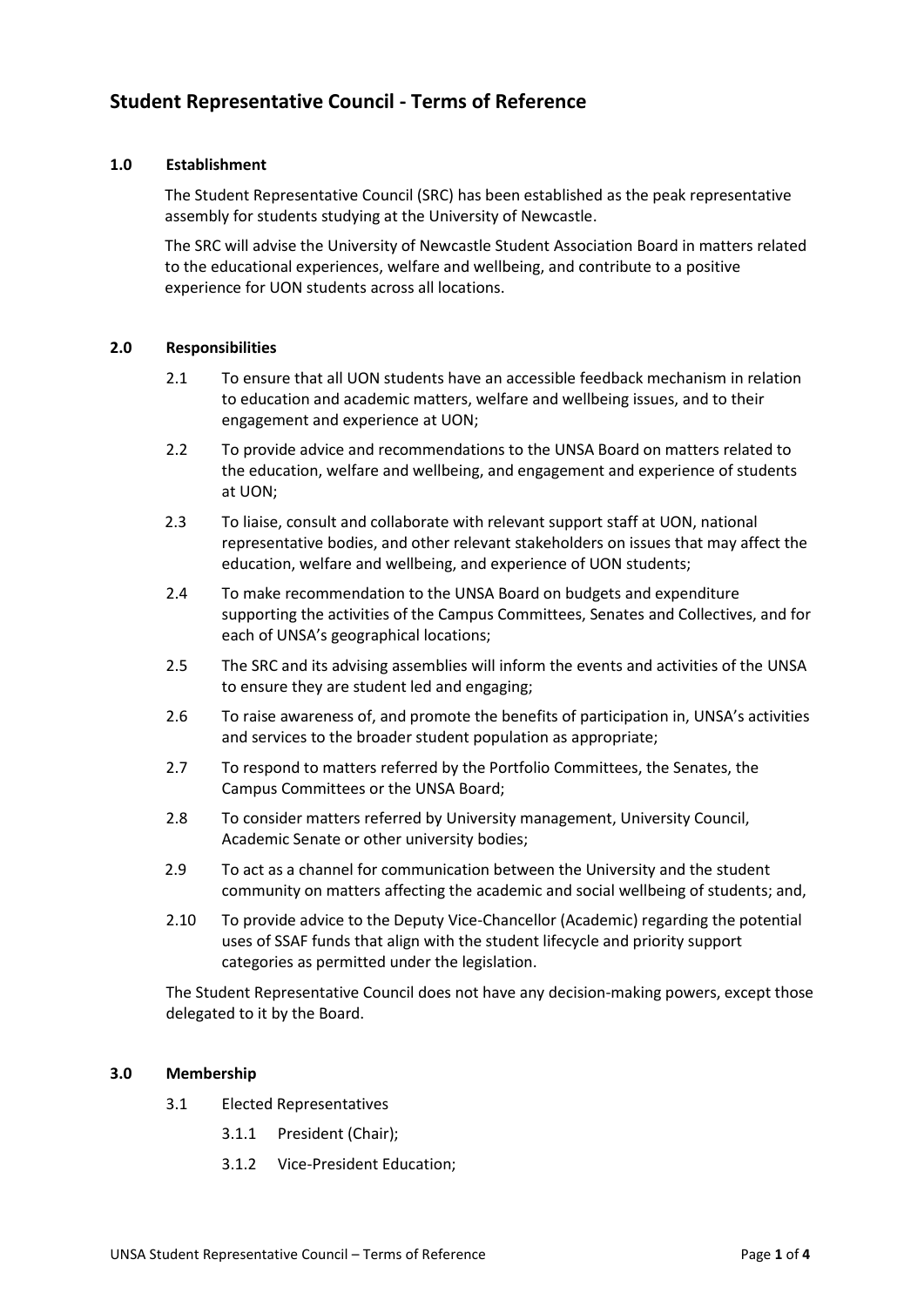# Student Representative Council - Terms of Reference

## 1.0 Establishment

The Student Representative Council (SRC) has been established as the peak representative assembly for students studying at the University of Newcastle.

The SRC will advise the University of Newcastle Student Association Board in matters related to the educational experiences, welfare and wellbeing, and contribute to a positive experience for UON students across all locations.

## 2.0 Responsibilities

2.1 To ensure that all UON students have an accessible feedback mechanism in relation to education and academic matters, welfare and wellbeing issues, and to their engagement and experience at UON;

2.2 To provide advice and recommendations to the UNSA Board on matters related to the education, welfare and wellbeing, and engagement and experience of students at UON;

2.3 To liaise, consult and collaborate with relevant support staff at UON, national representative bodies, and other relevant stakeholders on issues that may affect the education, welfare and wellbeing, and experience of UON students;

2.4 To make recommendation to the UNSA Board on budgets and expenditure supporting the activities of the Campus Committees, Senates and Collectives, and for each of UNSA's geographical locations;

2.5 The SRC and its advising assemblies will inform the events and activities of the UNSA to ensure they are student led and engaging;

2.6 To raise awareness of, and promote the benefits of participation in, UNSA's activities and services to the broader student population as appropriate;

2.7 To respond to matters referred by the Portfolio Committees, the Senates, the Campus Committees or the UNSA Board;

2.8 To consider matters referred by University management, University Council, Academic Senate or other university bodies;

2.9 To act as a channel for communication between the University and the student community on matters affecting the academic and social wellbeing of students; and,

2.10 To provide advice to the Deputy Vice-Chancellor (Academic) regarding the potential uses of SSAF funds that align with the student lifecycle and priority support categories as permitted under the legislation.

The Student Representative Council does not have any decision-making powers, except those delegated to it by the Board.

## 3.0 Membership

3.1 Elected Representatives

3.1.1 President (Chair);

3.1.2 Vice-President Education;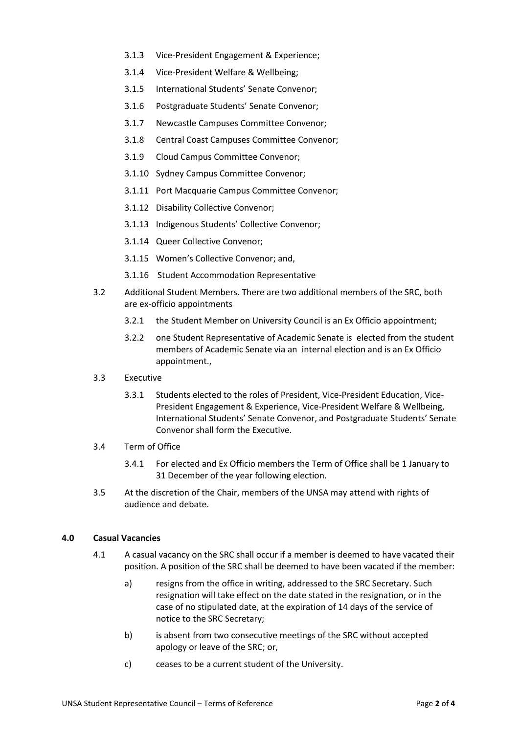3.1.3 Vice-President Engagement & Experience;

3.1.4 Vice-President Welfare & Wellbeing;

3.1.5 International Students' Senate Convenor;

3.1.6 Postgraduate Students' Senate Convenor;

3.1.7 Newcastle Campuses Committee Convenor;

3.1.8 Central Coast Campuses Committee Convenor;

3.1.9 Cloud Campus Committee Convenor;

3.1.10 Sydney Campus Committee Convenor;

3.1.11 Port Macquarie Campus Committee Convenor;

3.1.12 Disability Collective Convenor;

3.1.13 Indigenous Students' Collective Convenor;

3.1.14 Queer Collective Convenor;

3.1.15 Women's Collective Convenor; and,

3.1.16 Student Accommodation Representative

3.2 Additional Student Members. There are two additional members of the SRC, both are ex-officio appointments

3.2.1 the Student Member on University Council is an Ex Officio appointment;

3.2.2 one Student Representative of Academic Senate is elected from the student members of Academic Senate via an internal election and is an Ex Officio appointment.,

3.3 Executive

3.3.1 Students elected to the roles of President, Vice-President Education, Vice-President Engagement & Experience, Vice-President Welfare & Wellbeing, International Students' Senate Convenor, and Postgraduate Students' Senate Convenor shall form the Executive.

3.4 Term of Office

3.4.1 For elected and Ex Officio members the Term of Office shall be 1 January to 31 December of the year following election.

3.5 At the discretion of the Chair, members of the UNSA may attend with rights of audience and debate.

## 4.0 Casual Vacancies

4.1 A casual vacancy on the SRC shall occur if a member is deemed to have vacated their position. A position of the SRC shall be deemed to have been vacated if the member:

a) resigns from the office in writing, addressed to the SRC Secretary. Such resignation will take effect on the date stated in the resignation, or in the case of no stipulated date, at the expiration of 14 days of the service of notice to the SRC Secretary;

b) is absent from two consecutive meetings of the SRC without accepted apology or leave of the SRC; or,

c) ceases to be a current student of the University.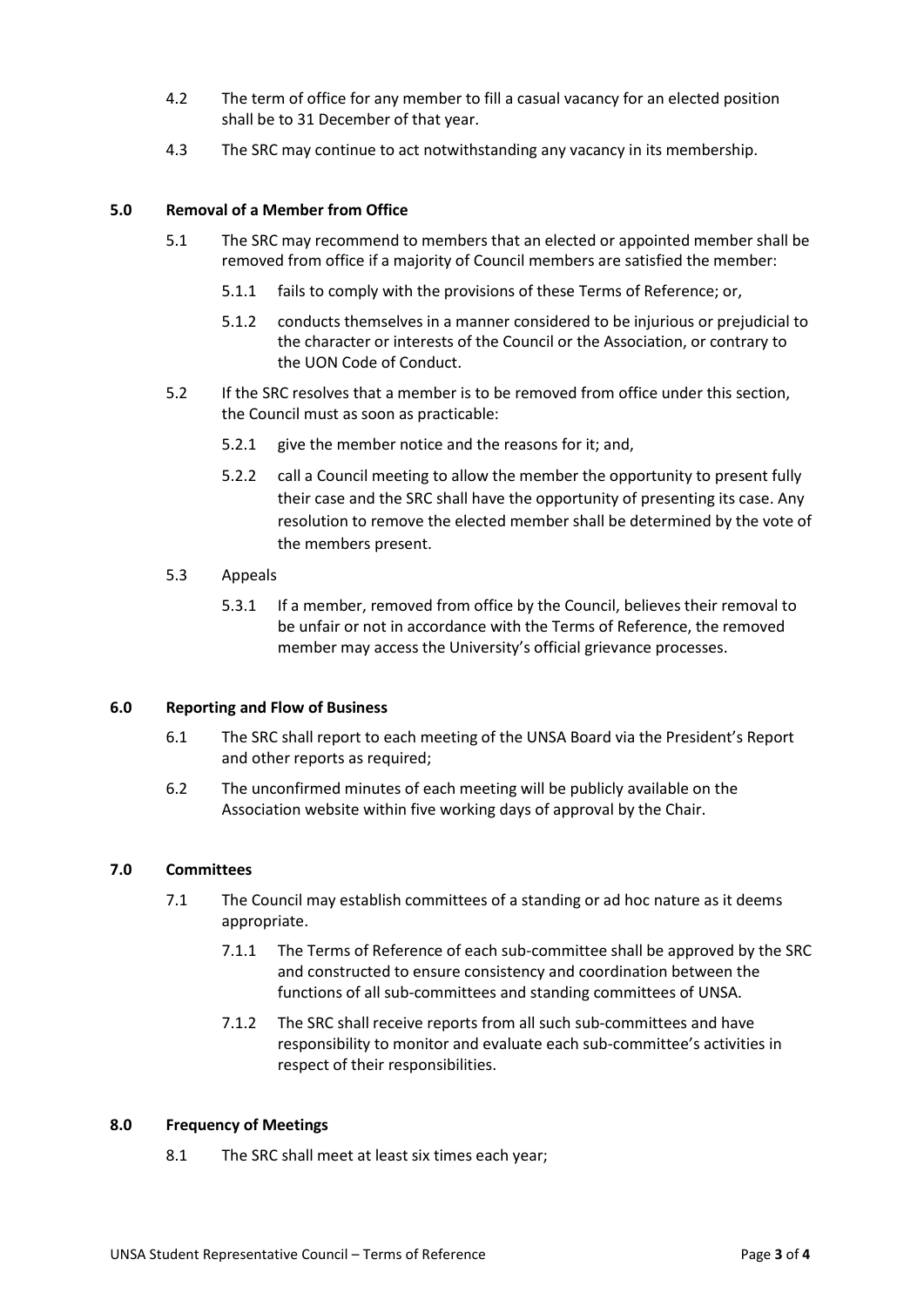4.2 The term of office for any member to fill a casual vacancy for an elected position shall be to 31 December of that year.

4.3 The SRC may continue to act notwithstanding any vacancy in its membership.

## 5.0 Removal of a Member from Office

5.1 The SRC may recommend to members that an elected or appointed member shall be removed from office if a majority of Council members are satisfied the member:

5.1.1 fails to comply with the provisions of these Terms of Reference; or,

5.1.2 conducts themselves in a manner considered to be injurious or prejudicial to the character or interests of the Council or the Association, or contrary to the UON Code of Conduct.

5.2 If the SRC resolves that a member is to be removed from office under this section, the Council must as soon as practicable:

5.2.1 give the member notice and the reasons for it; and,

5.2.2 call a Council meeting to allow the member the opportunity to present fully their case and the SRC shall have the opportunity of presenting its case. Any resolution to remove the elected member shall be determined by the vote of the members present.

5.3 Appeals

5.3.1 If a member, removed from office by the Council, believes their removal to be unfair or not in accordance with the Terms of Reference, the removed member may access the University's official grievance processes.

## 6.0 Reporting and Flow of Business

6.1 The SRC shall report to each meeting of the UNSA Board via the President's Report and other reports as required;

6.2 The unconfirmed minutes of each meeting will be publicly available on the Association website within five working days of approval by the Chair.

## 7.0 Committees

7.1 The Council may establish committees of a standing or ad hoc nature as it deems appropriate.

7.1.1 The Terms of Reference of each sub-committee shall be approved by the SRC and constructed to ensure consistency and coordination between the functions of all sub-committees and standing committees of UNSA.

7.1.2 The SRC shall receive reports from all such sub-committees and have responsibility to monitor and evaluate each sub-committee's activities in respect of their responsibilities.

## 8.0 Frequency of Meetings

8.1 The SRC shall meet at least six times each year;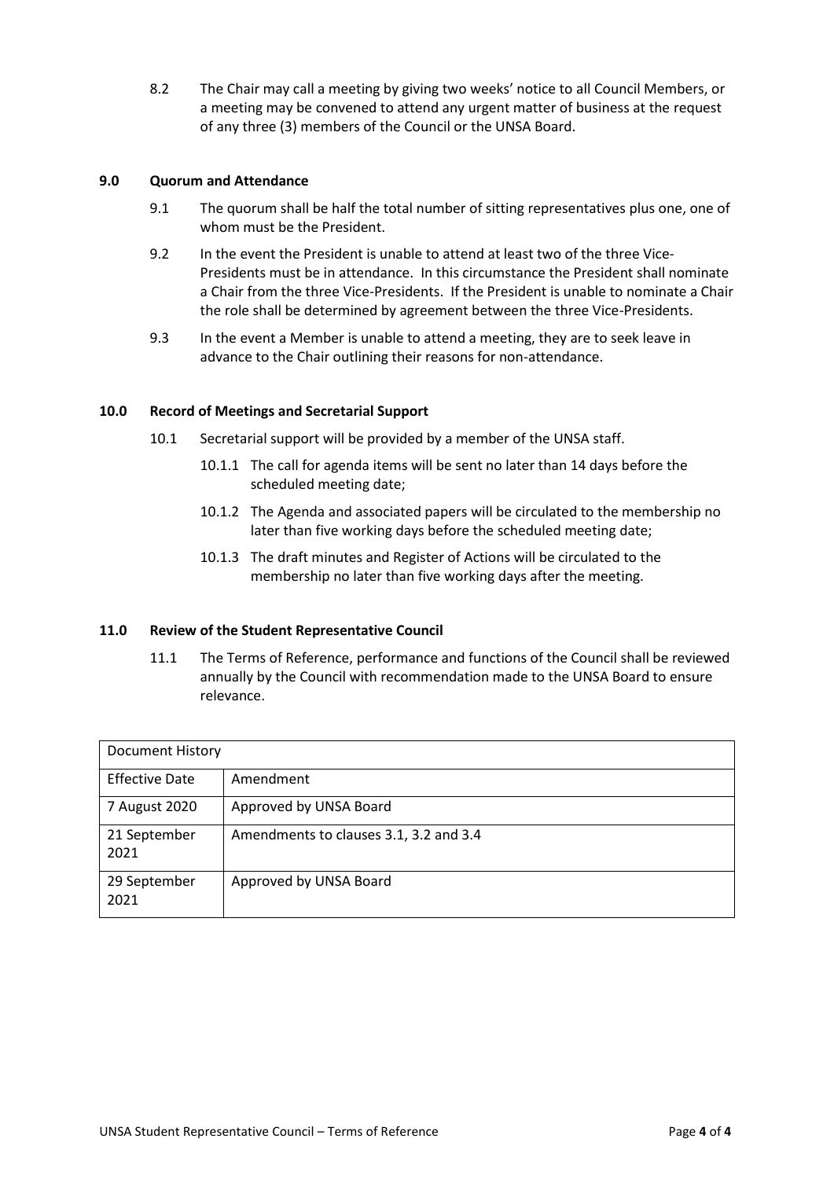8.2 The Chair may call a meeting by giving two weeks' notice to all Council Members, or a meeting may be convened to attend any urgent matter of business at the request of any three (3) members of the Council or the UNSA Board.

## 9.0 Quorum and Attendance

9.1 The quorum shall be half the total number of sitting representatives plus one, one of whom must be the President.

9.2 In the event the President is unable to attend at least two of the three Vice-Presidents must be in attendance. In this circumstance the President shall nominate a Chair from the three Vice-Presidents. If the President is unable to nominate a Chair the role shall be determined by agreement between the three Vice-Presidents.

9.3 In the event a Member is unable to attend a meeting, they are to seek leave in advance to the Chair outlining their reasons for non-attendance.

## 10.0 Record of Meetings and Secretarial Support

10.1 Secretarial support will be provided by a member of the UNSA staff.

10.1.1 The call for agenda items will be sent no later than 14 days before the scheduled meeting date;

10.1.2 The Agenda and associated papers will be circulated to the membership no later than five working days before the scheduled meeting date;

10.1.3 The draft minutes and Register of Actions will be circulated to the membership no later than five working days after the meeting.

## 11.0 Review of the Student Representative Council

11.1 The Terms of Reference, performance and functions of the Council shall be reviewed annually by the Council with recommendation made to the UNSA Board to ensure relevance.

| Document History | |
|---|---|
| Effective Date | Amendment |
| 7 August 2020 | Approved by UNSA Board |
| 21 September 2021 | Amendments to clauses 3.1, 3.2 and 3.4 |
| 29 September 2021 | Approved by UNSA Board |